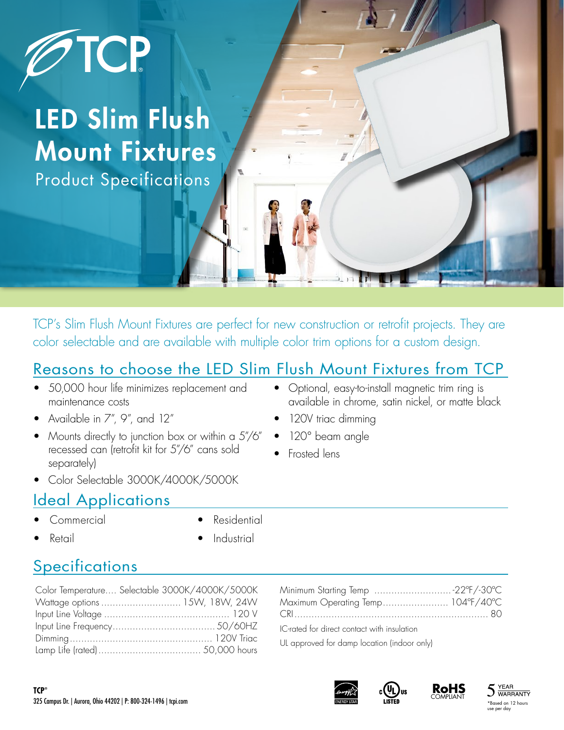# LED Slim Flush Mount Fixtures

Product Specifications

TCP's Slim Flush Mount Fixtures are perfect for new construction or retrofit projects. They are color selectable and are available with multiple color trim options for a custom design.

## Reasons to choose the LED Slim Flush Mount Fixtures from TCP

- 50,000 hour life minimizes replacement and maintenance costs
- Available in 7", 9", and 12"
- Mounts directly to junction box or within a 5"/6" recessed can (retrofit kit for 5"/6" cans sold separately)
- Color Selectable 3000K/4000K/5000K
- Optional, easy-to-install magnetic trim ring is available in chrome, satin nickel, or matte black
- 120V triac dimming
- 120° beam angle
- Frosted lens

## Ideal Applications

- Commercial
- Retail
- Residential
- Industrial

## Specifications

| | |
|---|---|
| Color Temperature | Selectable 3000K/4000K/5000K |
| Wattage options | 15W, 18W, 24W |
| Input Line Voltage | 120 V |
| Input Line Frequency | 50/60HZ |
| Dimming | 120V Triac |
| Lamp Life (rated) | 50,000 hours |
| Minimum Starting Temp | -22°F/-30°C |
| Maximum Operating Temp | 104°F/40°C |
| CRI | 80 |

IC-rated for direct contact with insulation

UL approved for damp location (indoor only)

**TCP®**
325 Campus Dr. | Aurora, Ohio 44202 | P: 800-324-1496 | tcpi.com

ENERGY STAR | c UL us LISTED | RoHS COMPLIANT | 5 YEAR WARRANTY

*Based on 12 hours use per day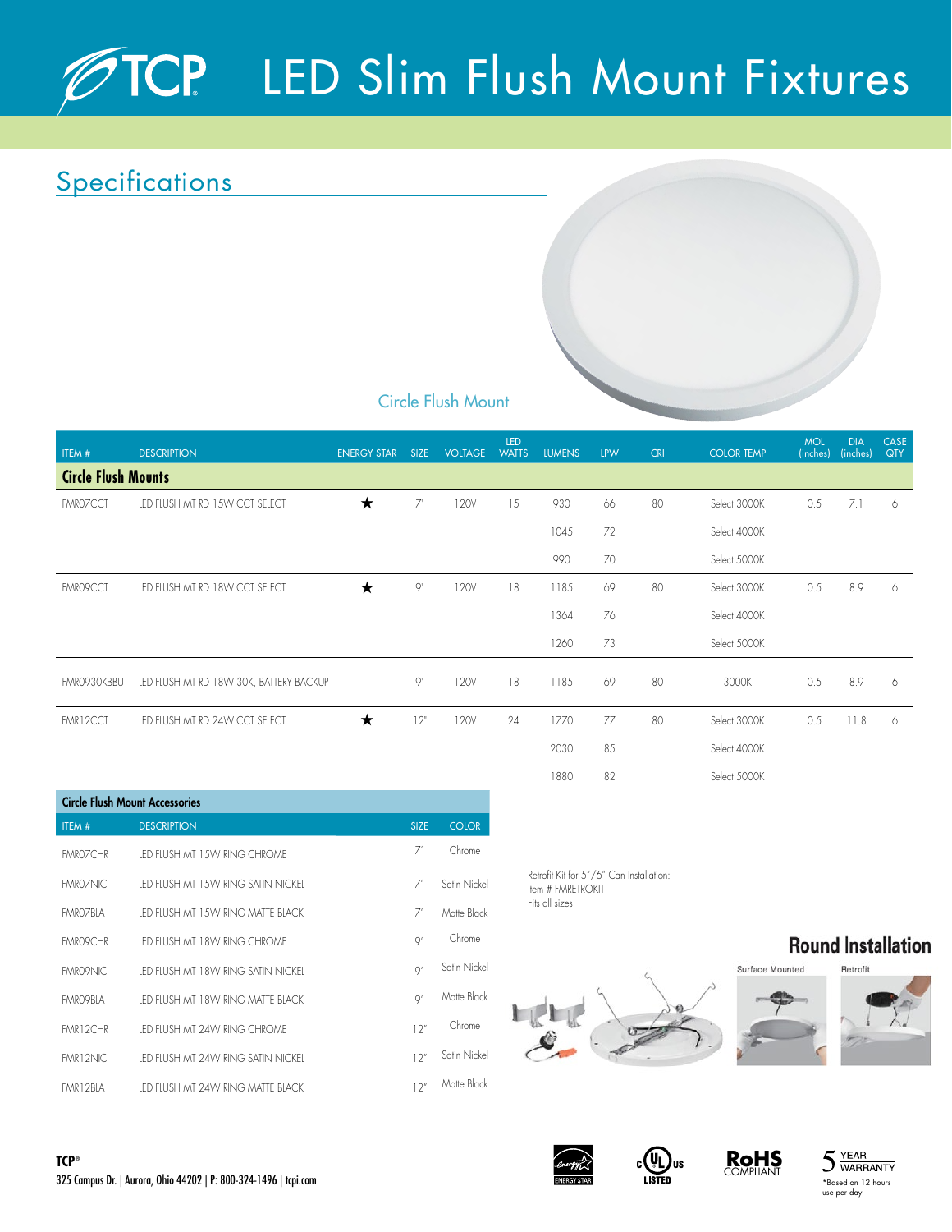# LED Slim Flush Mount Fixtures

## Specifications

Circle Flush Mount

| ITEM # | DESCRIPTION | ENERGY STAR | SIZE | VOLTAGE | LED WATTS | LUMENS | LPW | CRI | COLOR TEMP | MOL (inches) | DIA (inches) | CASE QTY |
|---|---|---|---|---|---|---|---|---|---|---|---|---|
| **Circle Flush Mounts** | | | | | | | | | | | | |
| FMR07CCT | LED FLUSH MT RD 15W CCT SELECT | ★ | 7" | 120V | 15 | 930 | 66 | 80 | Select 3000K | 0.5 | 7.1 | 6 |
| | | | | | | 1045 | 72 | | Select 4000K | | | |
| | | | | | | 990 | 70 | | Select 5000K | | | |
| FMR09CCT | LED FLUSH MT RD 18W CCT SELECT | ★ | 9" | 120V | 18 | 1185 | 69 | 80 | Select 3000K | 0.5 | 8.9 | 6 |
| | | | | | | 1364 | 76 | | Select 4000K | | | |
| | | | | | | 1260 | 73 | | Select 5000K | | | |
| FMR0930KBBU | LED FLUSH MT RD 18W 30K, BATTERY BACKUP | | 9" | 120V | 18 | 1185 | 69 | 80 | 3000K | 0.5 | 8.9 | 6 |
| FMR12CCT | LED FLUSH MT RD 24W CCT SELECT | ★ | 12" | 120V | 24 | 1770 | 77 | 80 | Select 3000K | 0.5 | 11.8 | 6 |
| | | | | | | 2030 | 85 | | Select 4000K | | | |
| | | | | | | 1880 | 82 | | Select 5000K | | | |

### Circle Flush Mount Accessories

| ITEM # | DESCRIPTION | SIZE | COLOR |
|---|---|---|---|
| FMR07CHR | LED FLUSH MT 15W RING CHROME | 7" | Chrome |
| FMR07NIC | LED FLUSH MT 15W RING SATIN NICKEL | 7" | Satin Nickel |
| FMR07BLA | LED FLUSH MT 15W RING MATTE BLACK | 7" | Matte Black |
| FMR09CHR | LED FLUSH MT 18W RING CHROME | 9" | Chrome |
| FMR09NIC | LED FLUSH MT 18W RING SATIN NICKEL | 9" | Satin Nickel |
| FMR09BLA | LED FLUSH MT 18W RING MATTE BLACK | 9" | Matte Black |
| FMR12CHR | LED FLUSH MT 24W RING CHROME | 12" | Chrome |
| FMR12NIC | LED FLUSH MT 24W RING SATIN NICKEL | 12" | Satin Nickel |
| FMR12BLA | LED FLUSH MT 24W RING MATTE BLACK | 12" | Matte Black |

Retrofit Kit for 5"/6" Can Installation:
Item # FMRETROKIT
Fits all sizes

### Round Installation

Surface Mounted

Retrofit

**TCP®**
325 Campus Dr. | Aurora, Ohio 44202 | P: 800-324-1496 | tcpi.com

ENERGY STAR | c UL us LISTED | RoHS COMPLIANT | 5 YEAR WARRANTY *Based on 12 hours use per day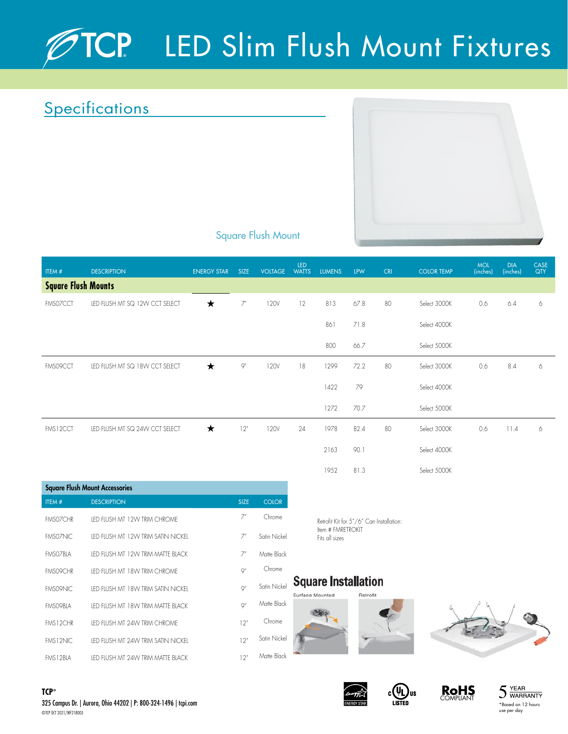# TCP LED Slim Flush Mount Fixtures

## Specifications

Square Flush Mount

| ITEM # | DESCRIPTION | ENERGY STAR | SIZE | VOLTAGE | LED WATTS | LUMENS | LPW | CRI | COLOR TEMP | MOL (inches) | DIA (inches) | CASE QTY |
|---|---|---|---|---|---|---|---|---|---|---|---|---|
| **Square Flush Mounts** | | | | | | | | | | | | |
| FMS07CCT | LED FLUSH MT SQ 12W CCT SELECT | ★ | 7" | 120V | 12 | 813 | 67.8 | 80 | Select 3000K | 0.6 | 6.4 | 6 |
| | | | | | | 861 | 71.8 | | Select 4000K | | | |
| | | | | | | 800 | 66.7 | | Select 5000K | | | |
| FMS09CCT | LED FLUSH MT SQ 18W CCT SELECT | ★ | 9" | 120V | 18 | 1299 | 72.2 | 80 | Select 3000K | 0.6 | 8.4 | 6 |
| | | | | | | 1422 | 79 | | Select 4000K | | | |
| | | | | | | 1272 | 70.7 | | Select 5000K | | | |
| FMS12CCT | LED FLUSH MT SQ 24W CCT SELECT | ★ | 12" | 120V | 24 | 1978 | 82.4 | 80 | Select 3000K | 0.6 | 11.4 | 6 |
| | | | | | | 2163 | 90.1 | | Select 4000K | | | |
| | | | | | | 1952 | 81.3 | | Select 5000K | | | |

### Square Flush Mount Accessories

| ITEM # | DESCRIPTION | SIZE | COLOR |
|---|---|---|---|
| FMS07CHR | LED FLUSH MT 12W TRIM CHROME | 7" | Chrome |
| FMS07NIC | LED FLUSH MT 12W TRIM SATIN NICKEL | 7" | Satin Nickel |
| FMS07BLA | LED FLUSH MT 12W TRIM MATTE BLACK | 7" | Matte Black |
| FMS09CHR | LED FLUSH MT 18W TRIM CHROME | 9" | Chrome |
| FMS09NIC | LED FLUSH MT 18W TRIM SATIN NICKEL | 9" | Satin Nickel |
| FMS09BLA | LED FLUSH MT 18W TRIM MATTE BLACK | 9" | Matte Black |
| FMS12CHR | LED FLUSH MT 24W TRIM CHROME | 12" | Chrome |
| FMS12NIC | LED FLUSH MT 24W TRIM SATIN NICKEL | 12" | Satin Nickel |
| FMS12BLA | LED FLUSH MT 24W TRIM MATTE BLACK | 12" | Matte Black |

Retrofit Kit for 5"/6" Can Installation:
Item # FMRETROKIT
Fits all sizes

### Square Installation

Surface Mounted

Retrofit

ENERGY STAR | c UL us LISTED | RoHS COMPLIANT | 5 YEAR WARRANTY *Based on 12 hours use per day

**TCP®**
325 Campus Dr. | Aurora, Ohio 44202 | P: 800-324-1496 | tcpi.com
©TCP OCT 2021/WF218003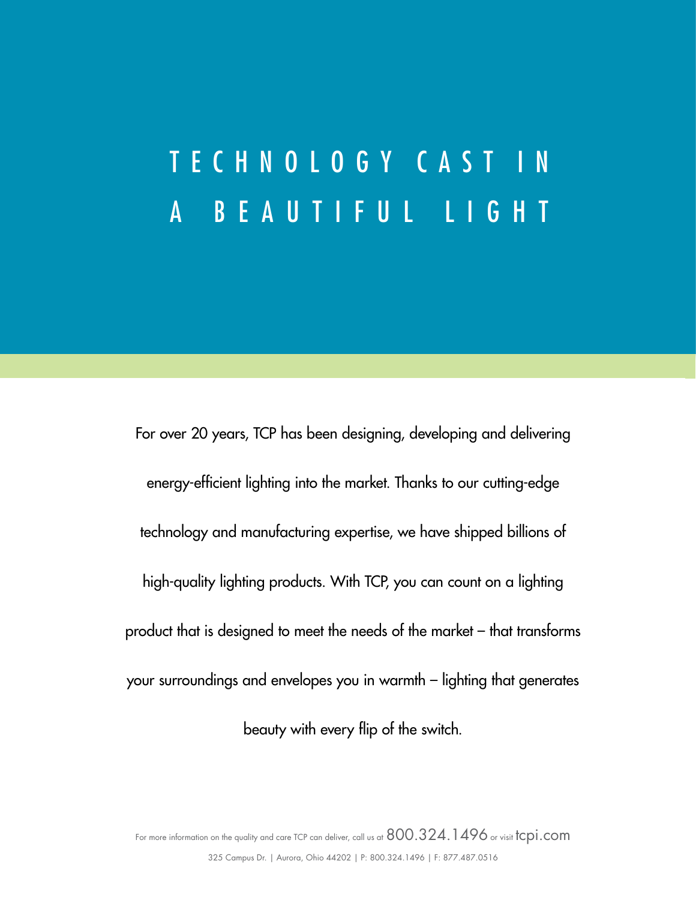# TECHNOLOGY CAST IN A BEAUTIFUL LIGHT

For over 20 years, TCP has been designing, developing and delivering energy-efficient lighting into the market. Thanks to our cutting-edge technology and manufacturing expertise, we have shipped billions of high-quality lighting products. With TCP, you can count on a lighting product that is designed to meet the needs of the market – that transforms your surroundings and envelopes you in warmth – lighting that generates beauty with every flip of the switch.

For more information on the quality and care TCP can deliver, call us at 800.324.1496 or visit tcpi.com

325 Campus Dr. | Aurora, Ohio 44202 | P: 800.324.1496 | F: 877.487.0516